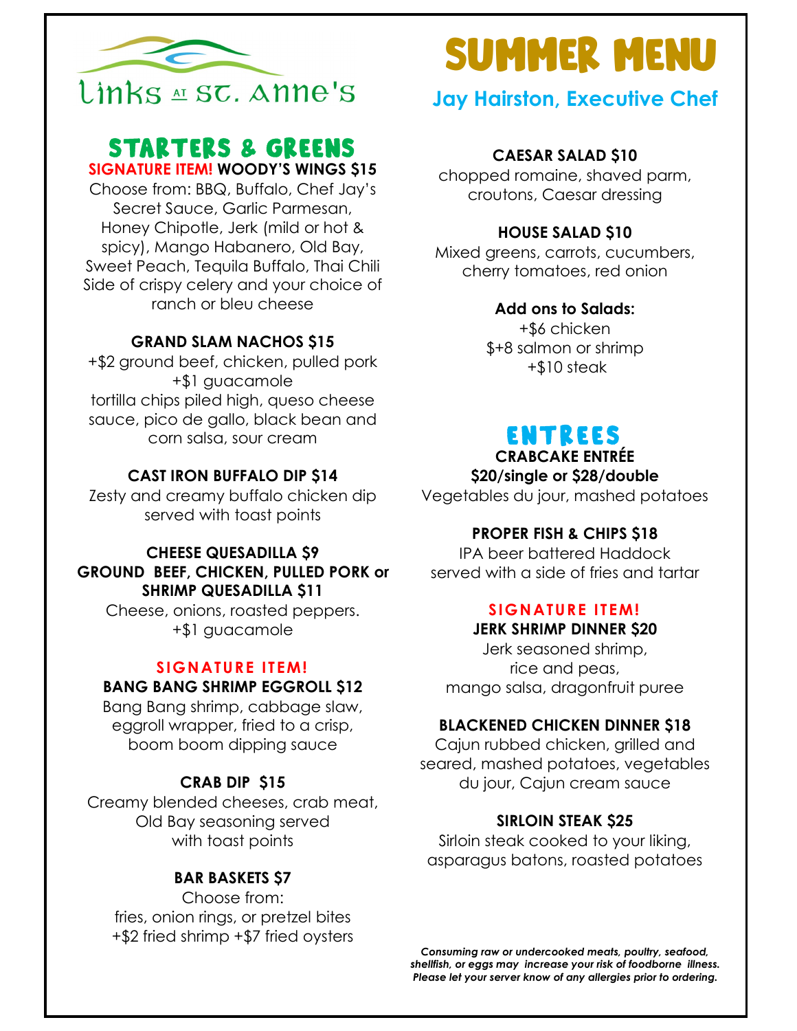Links AT St. Anne's

# SUMMER MENU

**Jay Hairston, Executive Chef**

## STARTERS & GREENS

**SIGNATURE ITEM! WOODY'S WINGS $15**

Choose from: BBQ, Buffalo, Chef Jay's Secret Sauce, Garlic Parmesan, Honey Chipotle, Jerk (mild or hot & spicy), Mango Habanero, Old Bay, Sweet Peach, Tequila Buffalo, Thai Chili
Side of crispy celery and your choice of ranch or bleu cheese

**GRAND SLAM NACHOS $15**

+$2 ground beef, chicken, pulled pork
+$1 guacamole
tortilla chips piled high, queso cheese sauce, pico de gallo, black bean and corn salsa, sour cream

**CAST IRON BUFFALO DIP $14**

Zesty and creamy buffalo chicken dip served with toast points

**CHEESE QUESADILLA $9**
**GROUND BEEF, CHICKEN, PULLED PORK or SHRIMP QUESADILLA $11**

Cheese, onions, roasted peppers.
+$1 guacamole

**SIGNATURE ITEM!**
**BANG BANG SHRIMP EGGROLL $12**

Bang Bang shrimp, cabbage slaw, eggroll wrapper, fried to a crisp, boom boom dipping sauce

**CRAB DIP $15**

Creamy blended cheeses, crab meat, Old Bay seasoning served with toast points

**BAR BASKETS $7**

Choose from:
fries, onion rings, or pretzel bites
+$2 fried shrimp +$7 fried oysters

**CAESAR SALAD $10**

chopped romaine, shaved parm, croutons, Caesar dressing

**HOUSE SALAD $10**

Mixed greens, carrots, cucumbers, cherry tomatoes, red onion

**Add ons to Salads:**

+$6 chicken
$+8 salmon or shrimp
+$10 steak

## ENTREES

**CRABCAKE ENTRÉE**
**$20/single or $28/double**

Vegetables du jour, mashed potatoes

**PROPER FISH & CHIPS $18**

IPA beer battered Haddock served with a side of fries and tartar

**SIGNATURE ITEM!**
**JERK SHRIMP DINNER $20**

Jerk seasoned shrimp,
rice and peas,
mango salsa, dragonfruit puree

**BLACKENED CHICKEN DINNER $18**

Cajun rubbed chicken, grilled and seared, mashed potatoes, vegetables du jour, Cajun cream sauce

**SIRLOIN STEAK $25**

Sirloin steak cooked to your liking, asparagus batons, roasted potatoes

***Consuming raw or undercooked meats, poultry, seafood, shellfish, or eggs may increase your risk of foodborne illness. Please let your server know of any allergies prior to ordering.***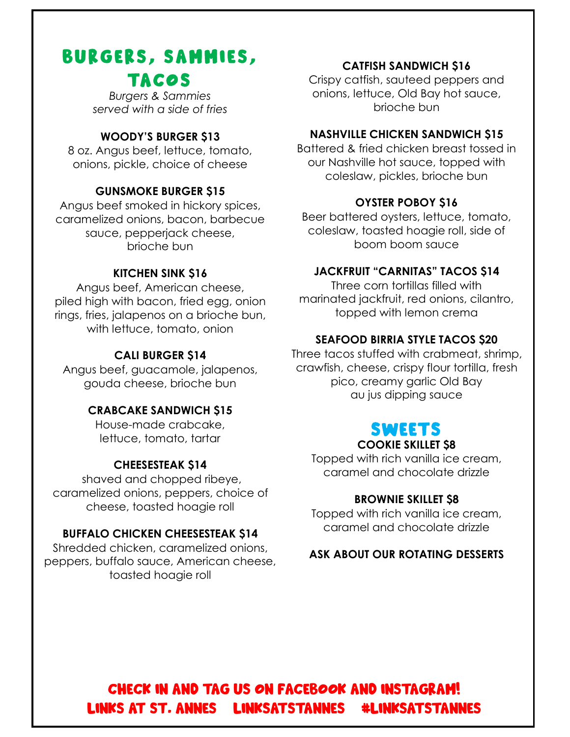# BURGERS, SAMMIES, TACOS

*Burgers & Sammies served with a side of fries*

**WOODY'S BURGER $13**
8 oz. Angus beef, lettuce, tomato, onions, pickle, choice of cheese

**GUNSMOKE BURGER $15**
Angus beef smoked in hickory spices, caramelized onions, bacon, barbecue sauce, pepperjack cheese, brioche bun

**KITCHEN SINK $16**
Angus beef, American cheese, piled high with bacon, fried egg, onion rings, fries, jalapenos on a brioche bun, with lettuce, tomato, onion

**CALI BURGER $14**
Angus beef, guacamole, jalapenos, gouda cheese, brioche bun

**CRABCAKE SANDWICH $15**
House-made crabcake, lettuce, tomato, tartar

**CHEESESTEAK $14**
shaved and chopped ribeye, caramelized onions, peppers, choice of cheese, toasted hoagie roll

**BUFFALO CHICKEN CHEESESTEAK $14**
Shredded chicken, caramelized onions, peppers, buffalo sauce, American cheese, toasted hoagie roll

**CATFISH SANDWICH $16**
Crispy catfish, sauteed peppers and onions, lettuce, Old Bay hot sauce, brioche bun

**NASHVILLE CHICKEN SANDWICH $15**
Battered & fried chicken breast tossed in our Nashville hot sauce, topped with coleslaw, pickles, brioche bun

**OYSTER POBOY $16**
Beer battered oysters, lettuce, tomato, coleslaw, toasted hoagie roll, side of boom boom sauce

**JACKFRUIT "CARNITAS" TACOS $14**
Three corn tortillas filled with marinated jackfruit, red onions, cilantro, topped with lemon crema

**SEAFOOD BIRRIA STYLE TACOS $20**
Three tacos stuffed with crabmeat, shrimp, crawfish, cheese, crispy flour tortilla, fresh pico, creamy garlic Old Bay au jus dipping sauce

# SWEETS

**COOKIE SKILLET $8**
Topped with rich vanilla ice cream, caramel and chocolate drizzle

**BROWNIE SKILLET $8**
Topped with rich vanilla ice cream, caramel and chocolate drizzle

**ASK ABOUT OUR ROTATING DESSERTS**

CHECK IN AND TAG US ON FACEBOOK AND INSTAGRAM!
LINKS AT ST. ANNES LINKSATSTANNES #LINKSATSTANNES